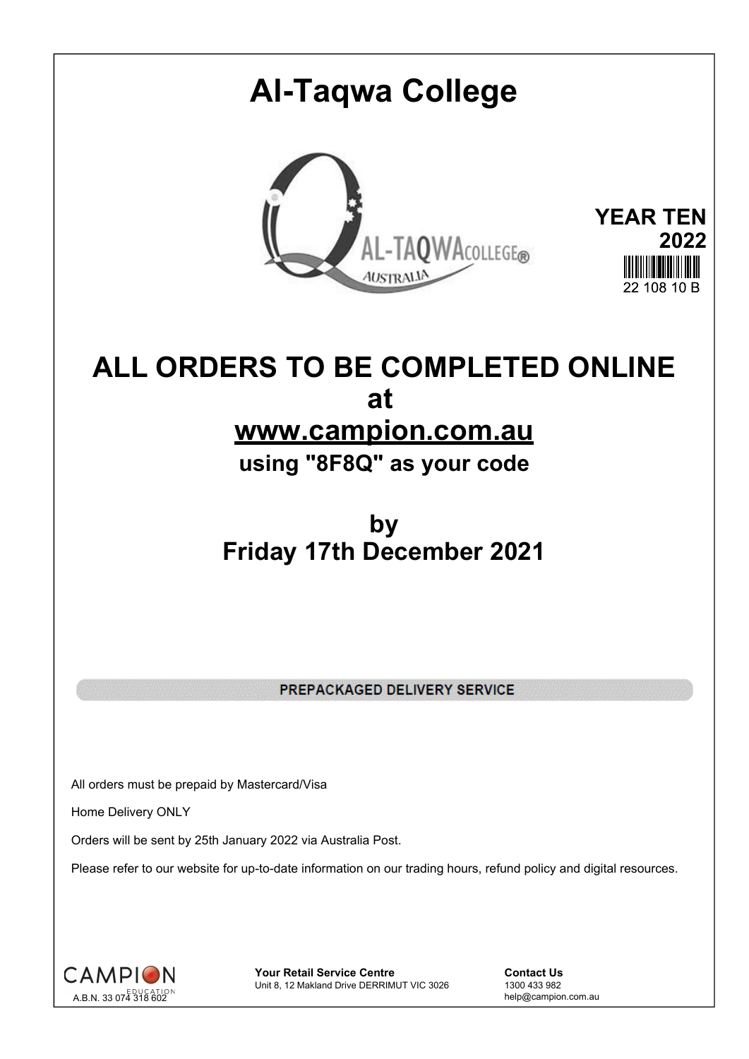# Al-Taqwa College

**YEAR TEN**
**2022**

22 108 10 B

# ALL ORDERS TO BE COMPLETED ONLINE at [www.campion.com.au](http://www.campion.com.au)

## using "8F8Q" as your code

# by Friday 17th December 2021

**PREPACKAGED DELIVERY SERVICE**

All orders must be prepaid by Mastercard/Visa

Home Delivery ONLY

Orders will be sent by 25th January 2022 via Australia Post.

Please refer to our website for up-to-date information on our trading hours, refund policy and digital resources.

CAMPION EDUCATION
A.B.N. 33 074 318 602

**Your Retail Service Centre**
Unit 8, 12 Makland Drive DERRIMUT VIC 3026

**Contact Us**
1300 433 982
help@campion.com.au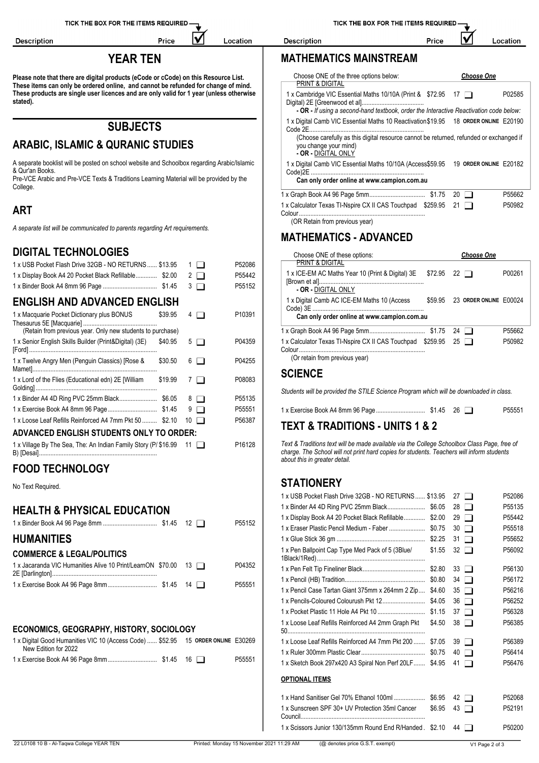# YEAR TEN

**Please note that there are digital products (eCode or cCode) on this Resource List. These items can only be ordered online, and cannot be refunded for change of mind. These products are single user licences and are only valid for 1 year (unless otherwise stated).**

## SUBJECTS

## ARABIC, ISLAMIC & QURANIC STUDIES

A separate booklist will be posted on school website and Schoolbox regarding Arabic/Islamic & Qur'an Books.
Pre-VCE Arabic and Pre-VCE Texts & Traditions Learning Material will be provided by the College.

## ART

*A separate list will be communicated to parents regarding Art requirements.*

## DIGITAL TECHNOLOGIES

| Description | Price | ☑ | Location |
|---|---|---|---|
| 1 x USB Pocket Flash Drive 32GB - NO RETURNS | $13.95 | 1 ☐ | P52086 |
| 1 x Display Book A4 20 Pocket Black Refillable | $2.00 | 2 ☐ | P55442 |
| 1 x Binder Book A4 8mm 96 Page | $1.45 | 3 ☐ | P55152 |

## ENGLISH AND ADVANCED ENGLISH

| Description | Price | ☑ | Location |
|---|---|---|---|
| 1 x Macquarie Pocket Dictionary plus BONUS Thesaurus 5E [Macquarie] (Retain from previous year. Only new students to purchase) | $39.95 | 4 ☐ | P10391 |
| 1 x Senior English Skills Builder (Print&Digital) (3E) [Ford] | $40.95 | 5 ☐ | P04359 |
| 1 x Twelve Angry Men (Penguin Classics) [Rose & Mamet] | $30.50 | 6 ☐ | P04255 |
| 1 x Lord of the Flies (Educational edn) 2E [William Golding] | $19.99 | 7 ☐ | P08083 |
| 1 x Binder A4 4D Ring PVC 25mm Black | $6.05 | 8 ☐ | P55135 |
| 1 x Exercise Book A4 8mm 96 Page | $1.45 | 9 ☐ | P55551 |
| 1 x Loose Leaf Refills Reinforced A4 7mm Pkt 50 | $2.10 | 10 ☐ | P56387 |

### ADVANCED ENGLISH STUDENTS ONLY TO ORDER:

| Description | Price | ☑ | Location |
|---|---|---|---|
| 1 x Village By The Sea, The: An Indian Family Story (P/B) [Desai] | $16.99 | 11 ☐ | P16128 |

## FOOD TECHNOLOGY

No Text Required.

## HEALTH & PHYSICAL EDUCATION

| Description | Price | ☑ | Location |
|---|---|---|---|
| 1 x Binder Book A4 96 Page 8mm | $1.45 | 12 ☐ | P55152 |

## HUMANITIES

### COMMERCE & LEGAL/POLITICS

| Description | Price | ☑ | Location |
|---|---|---|---|
| 1 x Jacaranda VIC Humanities Alive 10 Print/LearnON 2E [Darlington] | $70.00 | 13 ☐ | P04352 |
| 1 x Exercise Book A4 96 Page 8mm | $1.45 | 14 ☐ | P55551 |

### ECONOMICS, GEOGRAPHY, HISTORY, SOCIOLOGY

| Description | Price | ☑ | Location |
|---|---|---|---|
| 1 x Digital Good Humanities VIC 10 (Access Code) New Edition for 2022 | $52.95 | 15 ORDER ONLINE | E30269 |
| 1 x Exercise Book A4 96 Page 8mm | $1.45 | 16 ☐ | P55551 |

## MATHEMATICS MAINSTREAM

Choose ONE of the three options below: ***Choose One***

PRINT & DIGITAL

| Description | Price | ☑ | Location |
|---|---|---|---|
| 1 x Cambridge VIC Essential Maths 10/10A (Print & Digital) 2E [Greenwood et al] | $72.95 | 17 ☐ | P02585 |
| **- OR -** *If using a second-hand textbook, order the Interactive Reactivation code below:* | | | |
| 1 x Digital Camb VIC Essential Maths 10 Reactivation Code 2E (Choose carefully as this digital resource cannot be returned, refunded or exchanged if you change your mind) | $19.95 | 18 ORDER ONLINE | E20190 |
| **- OR -** DIGITAL ONLY | | | |
| 1 x Digital Camb VIC Essential Maths 10/10A (Access Code)2E **Can only order online at www.campion.com.au** | $59.95 | 19 ORDER ONLINE | E20182 |
| 1 x Graph Book A4 96 Page 5mm | $1.75 | 20 ☐ | P55662 |
| 1 x Calculator Texas TI-Nspire CX II CAS Touchpad Colour (OR Retain from previous year) | $259.95 | 21 ☐ | P50982 |

## MATHEMATICS - ADVANCED

Choose ONE of these options: ***Choose One***

PRINT & DIGITAL

| Description | Price | ☑ | Location |
|---|---|---|---|
| 1 x ICE-EM AC Maths Year 10 (Print & Digital) 3E [Brown et al] | $72.95 | 22 ☐ | P00261 |
| **- OR -** DIGITAL ONLY | | | |
| 1 x Digital Camb AC ICE-EM Maths 10 (Access Code) 3E **Can only order online at www.campion.com.au** | $59.95 | 23 ORDER ONLINE | E00024 |
| 1 x Graph Book A4 96 Page 5mm | $1.75 | 24 ☐ | P55662 |
| 1 x Calculator Texas TI-Nspire CX II CAS Touchpad Colour (Or retain from previous year) | $259.95 | 25 ☐ | P50982 |

## SCIENCE

*Students will be provided the STILE Science Program which will be downloaded in class.*

| Description | Price | ☑ | Location |
|---|---|---|---|
| 1 x Exercise Book A4 8mm 96 Page | $1.45 | 26 ☐ | P55551 |

## TEXT & TRADITIONS - UNITS 1 & 2

*Text & Traditions text will be made available via the College Schoolbox Class Page, free of charge. The School will not print hard copies for students. Teachers will inform students about this in greater detail.*

## STATIONERY

| Description | Price | ☑ | Location |
|---|---|---|---|
| 1 x USB Pocket Flash Drive 32GB - NO RETURNS | $13.95 | 27 ☐ | P52086 |
| 1 x Binder A4 4D Ring PVC 25mm Black | $6.05 | 28 ☐ | P55135 |
| 1 x Display Book A4 20 Pocket Black Refillable | $2.00 | 29 ☐ | P55442 |
| 1 x Eraser Plastic Pencil Medium - Faber | $0.75 | 30 ☐ | P55518 |
| 1 x Glue Stick 36 gm | $2.25 | 31 ☐ | P55652 |
| 1 x Pen Ballpoint Cap Type Med Pack of 5 (3Blue/1Black/1Red) | $1.55 | 32 ☐ | P56092 |
| 1 x Pen Felt Tip Fineliner Black | $2.80 | 33 ☐ | P56130 |
| 1 x Pencil (HB) Tradition | $0.80 | 34 ☐ | P56172 |
| 1 x Pencil Case Tartan Giant 375mm x 264mm 2 Zip | $4.60 | 35 ☐ | P56216 |
| 1 x Pencils-Coloured Colourush Pkt 12 | $4.05 | 36 ☐ | P56252 |
| 1 x Pocket Plastic 11 Hole A4 Pkt 10 | $1.15 | 37 ☐ | P56328 |
| 1 x Loose Leaf Refills Reinforced A4 2mm Graph Pkt 50 | $4.50 | 38 ☐ | P56385 |
| 1 x Loose Leaf Refills Reinforced A4 7mm Pkt 200 | $7.05 | 39 ☐ | P56389 |
| 1 x Ruler 300mm Plastic Clear | $0.75 | 40 ☐ | P56414 |
| 1 x Sketch Book 297x420 A3 Spiral Non Perf 20LF | $4.95 | 41 ☐ | P56476 |

### OPTIONAL ITEMS

| Description | Price | ☑ | Location |
|---|---|---|---|
| 1 x Hand Sanitiser Gel 70% Ethanol 100ml | $6.95 | 42 ☐ | P52068 |
| 1 x Sunscreen SPF 30+ UV Protection 35ml Cancer Council | $6.95 | 43 ☐ | P52191 |
| 1 x Scissors Junior 130/135mm Round End R/Handed | $2.10 | 44 ☐ | P50200 |

22 L0108 10 B - Al-Taqwa College YEAR TEN — Printed: Monday 15 November 2021 11:29 AM — (@ denotes price G.S.T. exempt)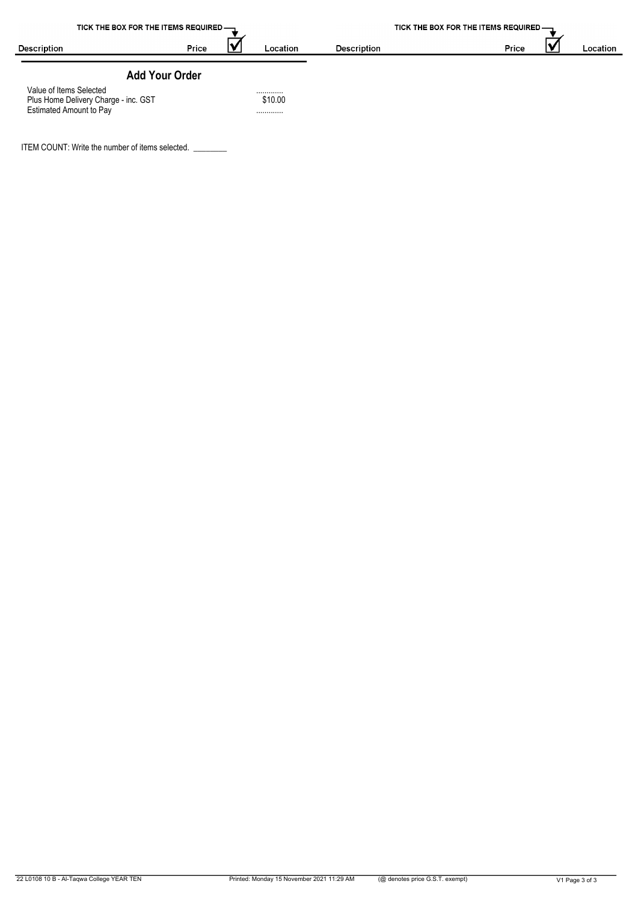| TICK THE BOX FOR THE ITEMS REQUIRED | | | | TICK THE BOX FOR THE ITEMS REQUIRED | | | |
|---|---|---|---|---|---|---|---|
| Description | Price | ☑ | Location | Description | Price | ☑ | Location |

## Add Your Order

| | |
|---|---|
| Value of Items Selected | ............ |
| Plus Home Delivery Charge - inc. GST | $10.00 |
| Estimated Amount to Pay | ............ |

ITEM COUNT: Write the number of items selected. ________

(@ denotes price G.S.T. exempt)